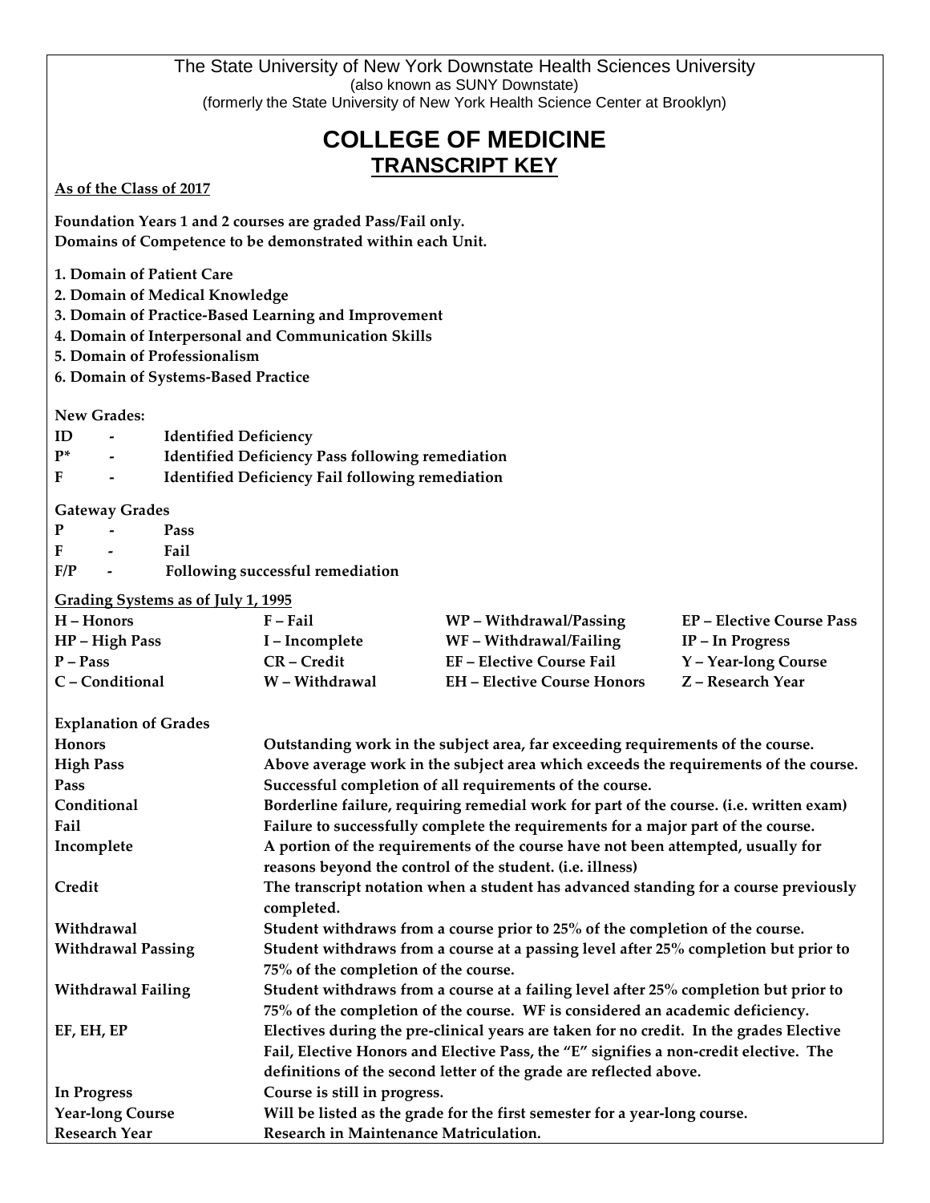The State University of New York Downstate Health Sciences University
(also known as SUNY Downstate)
(formerly the State University of New York Health Science Center at Brooklyn)

# COLLEGE OF MEDICINE

## TRANSCRIPT KEY

**As of the Class of 2017**

**Foundation Years 1 and 2 courses are graded Pass/Fail only.**
**Domains of Competence to be demonstrated within each Unit.**

**1. Domain of Patient Care**
**2. Domain of Medical Knowledge**
**3. Domain of Practice-Based Learning and Improvement**
**4. Domain of Interpersonal and Communication Skills**
**5. Domain of Professionalism**
**6. Domain of Systems-Based Practice**

**New Grades:**

| | | |
|---|---|---|
| **ID** | **-** | **Identified Deficiency** |
| **P*** | **-** | **Identified Deficiency Pass following remediation** |
| **F** | **-** | **Identified Deficiency Fail following remediation** |

**Gateway Grades**

| | | |
|---|---|---|
| **P** | **-** | **Pass** |
| **F** | **-** | **Fail** |
| **F/P** | **-** | **Following successful remediation** |

**Grading Systems as of July 1, 1995**

| | | | |
|---|---|---|---|
| **H – Honors** | **F – Fail** | **WP – Withdrawal/Passing** | **EP – Elective Course Pass** |
| **HP – High Pass** | **I – Incomplete** | **WF – Withdrawal/Failing** | **IP – In Progress** |
| **P – Pass** | **CR – Credit** | **EF – Elective Course Fail** | **Y – Year-long Course** |
| **C – Conditional** | **W – Withdrawal** | **EH – Elective Course Honors** | **Z – Research Year** |

**Explanation of Grades**

| | |
|---|---|
| **Honors** | **Outstanding work in the subject area, far exceeding requirements of the course.** |
| **High Pass** | **Above average work in the subject area which exceeds the requirements of the course.** |
| **Pass** | **Successful completion of all requirements of the course.** |
| **Conditional** | **Borderline failure, requiring remedial work for part of the course. (i.e. written exam)** |
| **Fail** | **Failure to successfully complete the requirements for a major part of the course.** |
| **Incomplete** | **A portion of the requirements of the course have not been attempted, usually for reasons beyond the control of the student. (i.e. illness)** |
| **Credit** | **The transcript notation when a student has advanced standing for a course previously completed.** |
| **Withdrawal** | **Student withdraws from a course prior to 25% of the completion of the course.** |
| **Withdrawal Passing** | **Student withdraws from a course at a passing level after 25% completion but prior to 75% of the completion of the course.** |
| **Withdrawal Failing** | **Student withdraws from a course at a failing level after 25% completion but prior to 75% of the completion of the course. WF is considered an academic deficiency.** |
| **EF, EH, EP** | **Electives during the pre-clinical years are taken for no credit. In the grades Elective Fail, Elective Honors and Elective Pass, the "E" signifies a non-credit elective. The definitions of the second letter of the grade are reflected above.** |
| **In Progress** | **Course is still in progress.** |
| **Year-long Course** | **Will be listed as the grade for the first semester for a year-long course.** |
| **Research Year** | **Research in Maintenance Matriculation.** |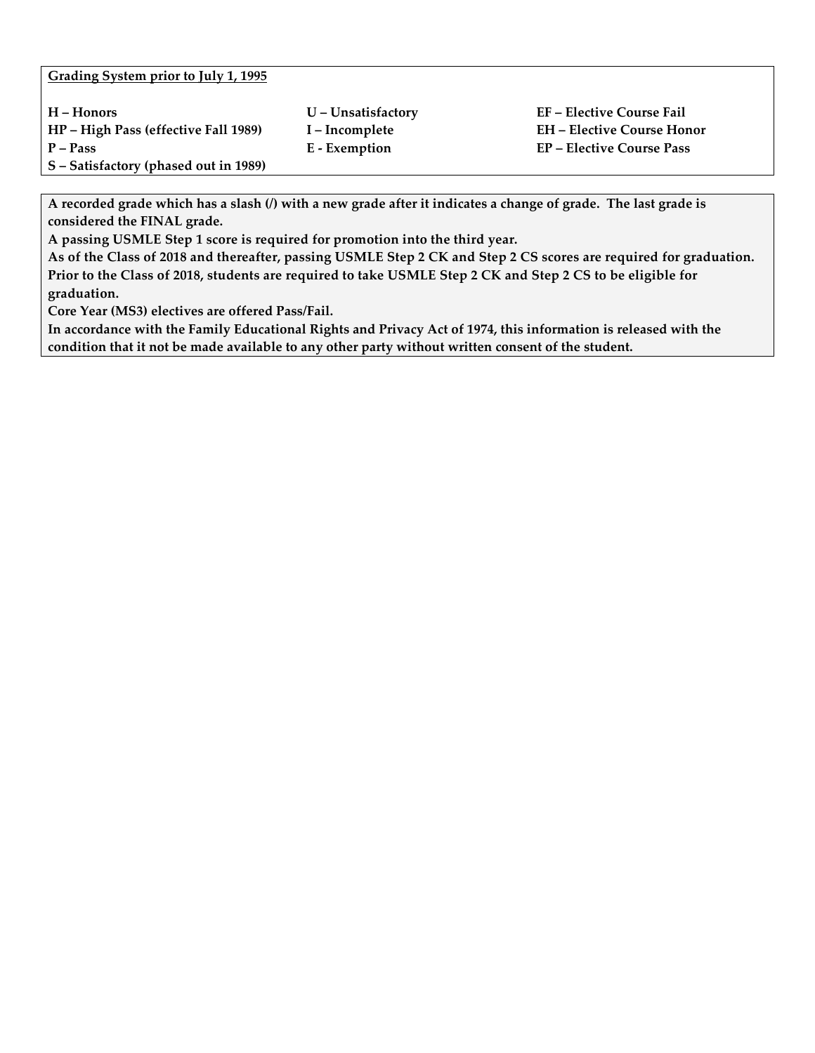**Grading System prior to July 1, 1995**

| | | |
|---|---|---|
| **H – Honors** | **U – Unsatisfactory** | **EF – Elective Course Fail** |
| **HP – High Pass (effective Fall 1989)** | **I – Incomplete** | **EH – Elective Course Honor** |
| **P – Pass** | **E - Exemption** | **EP – Elective Course Pass** |
| **S – Satisfactory (phased out in 1989)** | | |

**A recorded grade which has a slash (/) with a new grade after it indicates a change of grade. The last grade is considered the FINAL grade.**

**A passing USMLE Step 1 score is required for promotion into the third year.**

**As of the Class of 2018 and thereafter, passing USMLE Step 2 CK and Step 2 CS scores are required for graduation. Prior to the Class of 2018, students are required to take USMLE Step 2 CK and Step 2 CS to be eligible for graduation.**

**Core Year (MS3) electives are offered Pass/Fail.**

**In accordance with the Family Educational Rights and Privacy Act of 1974, this information is released with the condition that it not be made available to any other party without written consent of the student.**